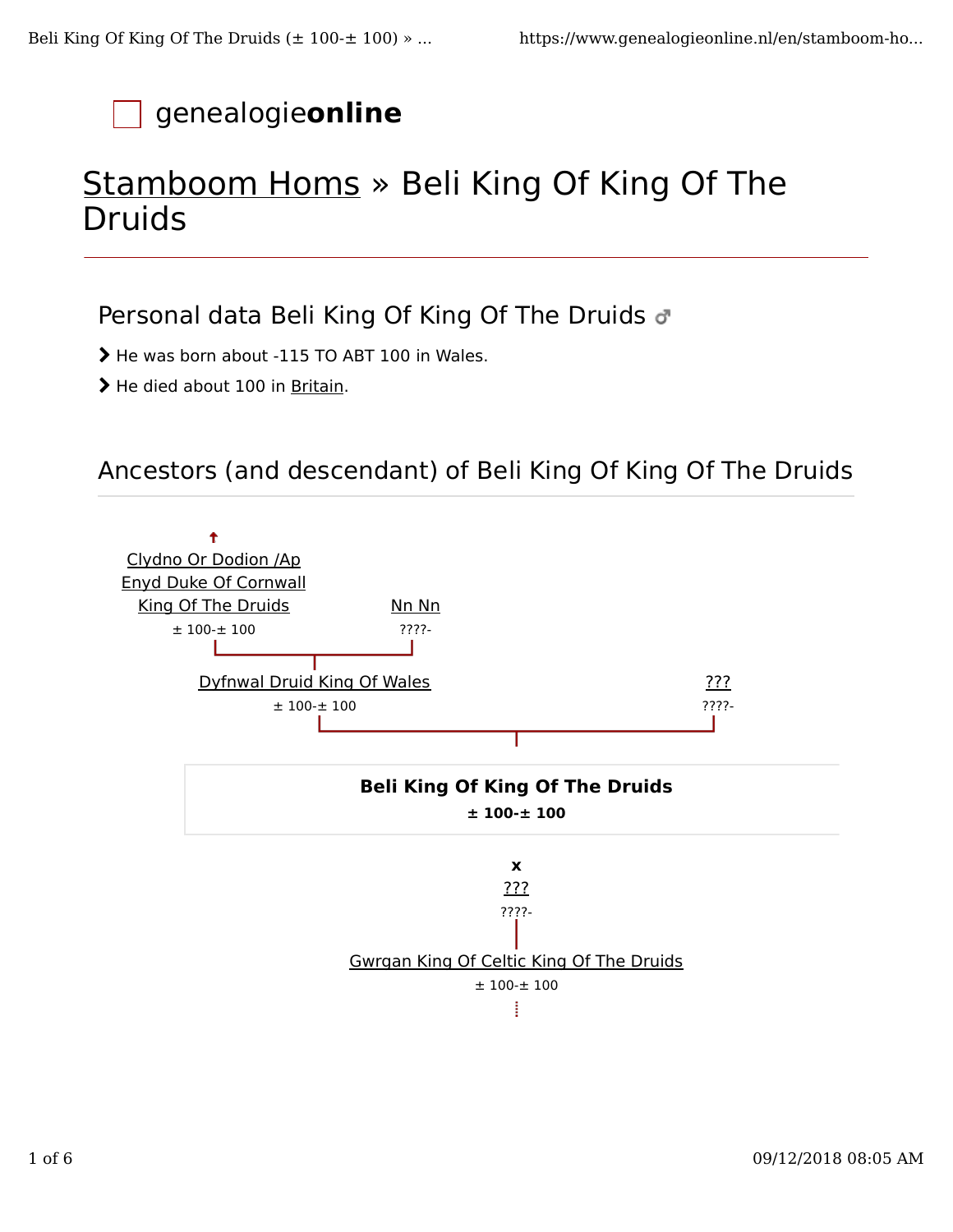genealogie**online**

# Stamboom Homs » Beli King Of King Of The Druids

## Personal data Beli King Of King Of The Druids ♂

- He was born about -115 TO ABT 100 in Wales.
- He died about 100 in Britain.

## Ancestors (and descendant) of Beli King Of King Of The Druids

Clydno Or Dodion /Ap Enyd Duke Of Cornwall King Of The Druids
± 100-± 100

Nn Nn
????-

Dyfnwal Druid King Of Wales
± 100-± 100

???
????-

**Beli King Of King Of The Druids**
**± 100-± 100**

**x**
???
????-

Gwrgan King Of Celtic King Of The Druids
± 100-± 100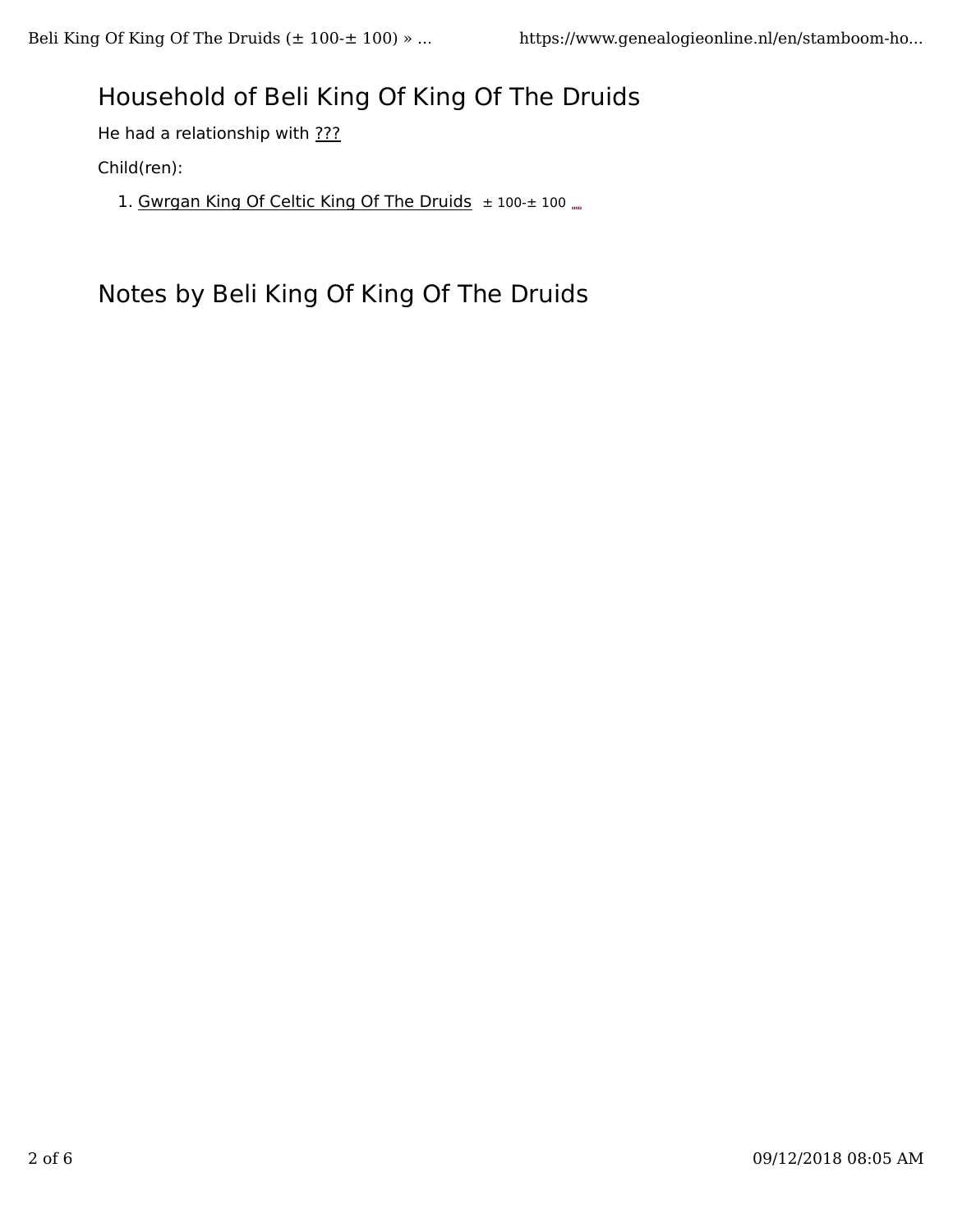## Household of Beli King Of King Of The Druids

He had a relationship with ???

Child(ren):

1. Gwrgan King Of Celtic King Of The Druids ± 100-± 100

## Notes by Beli King Of King Of The Druids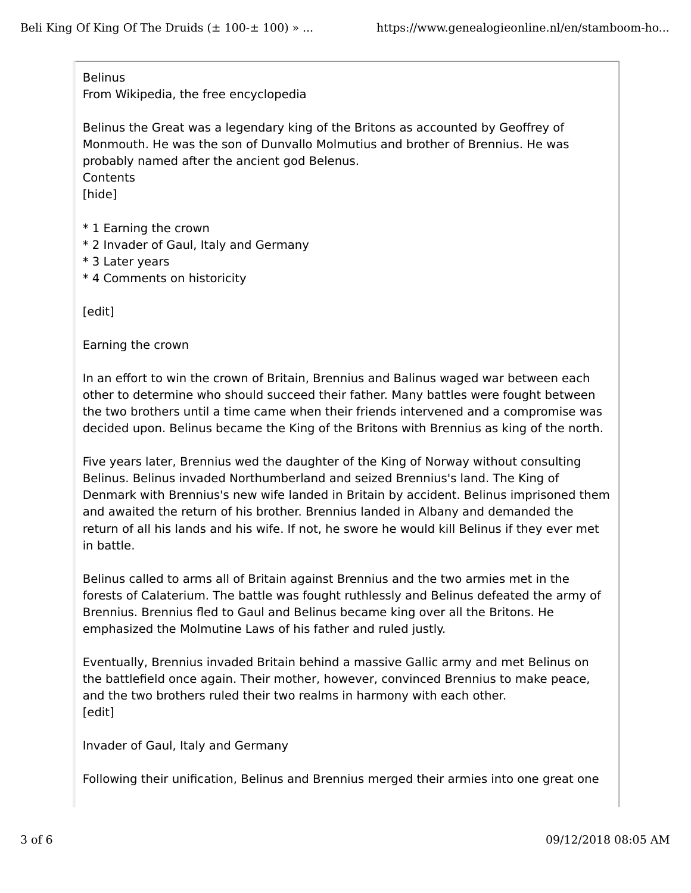Belinus
From Wikipedia, the free encyclopedia

Belinus the Great was a legendary king of the Britons as accounted by Geoffrey of Monmouth. He was the son of Dunvallo Molmutius and brother of Brennius. He was probably named after the ancient god Belenus.
Contents
[hide]

* 1 Earning the crown
* 2 Invader of Gaul, Italy and Germany
* 3 Later years
* 4 Comments on historicity

[edit]

Earning the crown

In an effort to win the crown of Britain, Brennius and Balinus waged war between each other to determine who should succeed their father. Many battles were fought between the two brothers until a time came when their friends intervened and a compromise was decided upon. Belinus became the King of the Britons with Brennius as king of the north.

Five years later, Brennius wed the daughter of the King of Norway without consulting Belinus. Belinus invaded Northumberland and seized Brennius's land. The King of Denmark with Brennius's new wife landed in Britain by accident. Belinus imprisoned them and awaited the return of his brother. Brennius landed in Albany and demanded the return of all his lands and his wife. If not, he swore he would kill Belinus if they ever met in battle.

Belinus called to arms all of Britain against Brennius and the two armies met in the forests of Calaterium. The battle was fought ruthlessly and Belinus defeated the army of Brennius. Brennius fled to Gaul and Belinus became king over all the Britons. He emphasized the Molmutine Laws of his father and ruled justly.

Eventually, Brennius invaded Britain behind a massive Gallic army and met Belinus on the battlefield once again. Their mother, however, convinced Brennius to make peace, and the two brothers ruled their two realms in harmony with each other.
[edit]

Invader of Gaul, Italy and Germany

Following their unification, Belinus and Brennius merged their armies into one great one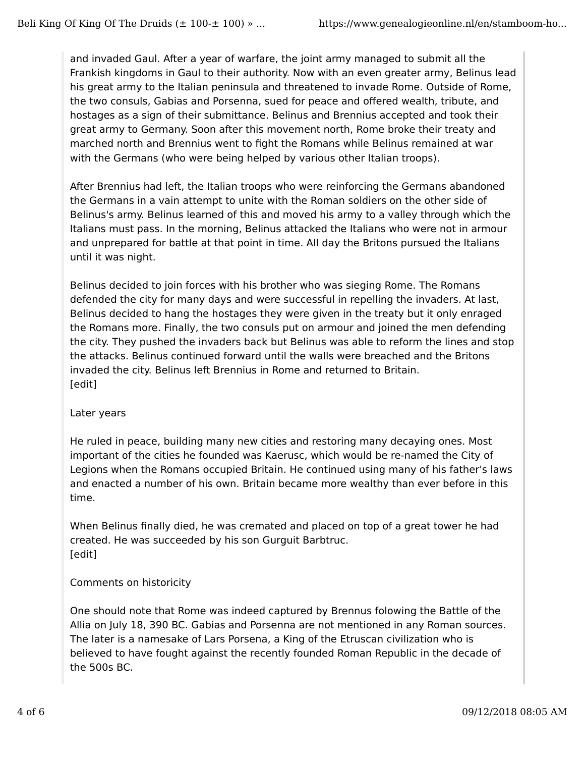and invaded Gaul. After a year of warfare, the joint army managed to submit all the Frankish kingdoms in Gaul to their authority. Now with an even greater army, Belinus lead his great army to the Italian peninsula and threatened to invade Rome. Outside of Rome, the two consuls, Gabias and Porsenna, sued for peace and offered wealth, tribute, and hostages as a sign of their submittance. Belinus and Brennius accepted and took their great army to Germany. Soon after this movement north, Rome broke their treaty and marched north and Brennius went to fight the Romans while Belinus remained at war with the Germans (who were being helped by various other Italian troops).

After Brennius had left, the Italian troops who were reinforcing the Germans abandoned the Germans in a vain attempt to unite with the Roman soldiers on the other side of Belinus's army. Belinus learned of this and moved his army to a valley through which the Italians must pass. In the morning, Belinus attacked the Italians who were not in armour and unprepared for battle at that point in time. All day the Britons pursued the Italians until it was night.

Belinus decided to join forces with his brother who was sieging Rome. The Romans defended the city for many days and were successful in repelling the invaders. At last, Belinus decided to hang the hostages they were given in the treaty but it only enraged the Romans more. Finally, the two consuls put on armour and joined the men defending the city. They pushed the invaders back but Belinus was able to reform the lines and stop the attacks. Belinus continued forward until the walls were breached and the Britons invaded the city. Belinus left Brennius in Rome and returned to Britain.
[edit]

## Later years

He ruled in peace, building many new cities and restoring many decaying ones. Most important of the cities he founded was Kaerusc, which would be re-named the City of Legions when the Romans occupied Britain. He continued using many of his father's laws and enacted a number of his own. Britain became more wealthy than ever before in this time.

When Belinus finally died, he was cremated and placed on top of a great tower he had created. He was succeeded by his son Gurguit Barbtruc.
[edit]

## Comments on historicity

One should note that Rome was indeed captured by Brennus folowing the Battle of the Allia on July 18, 390 BC. Gabias and Porsenna are not mentioned in any Roman sources. The later is a namesake of Lars Porsena, a King of the Etruscan civilization who is believed to have fought against the recently founded Roman Republic in the decade of the 500s BC.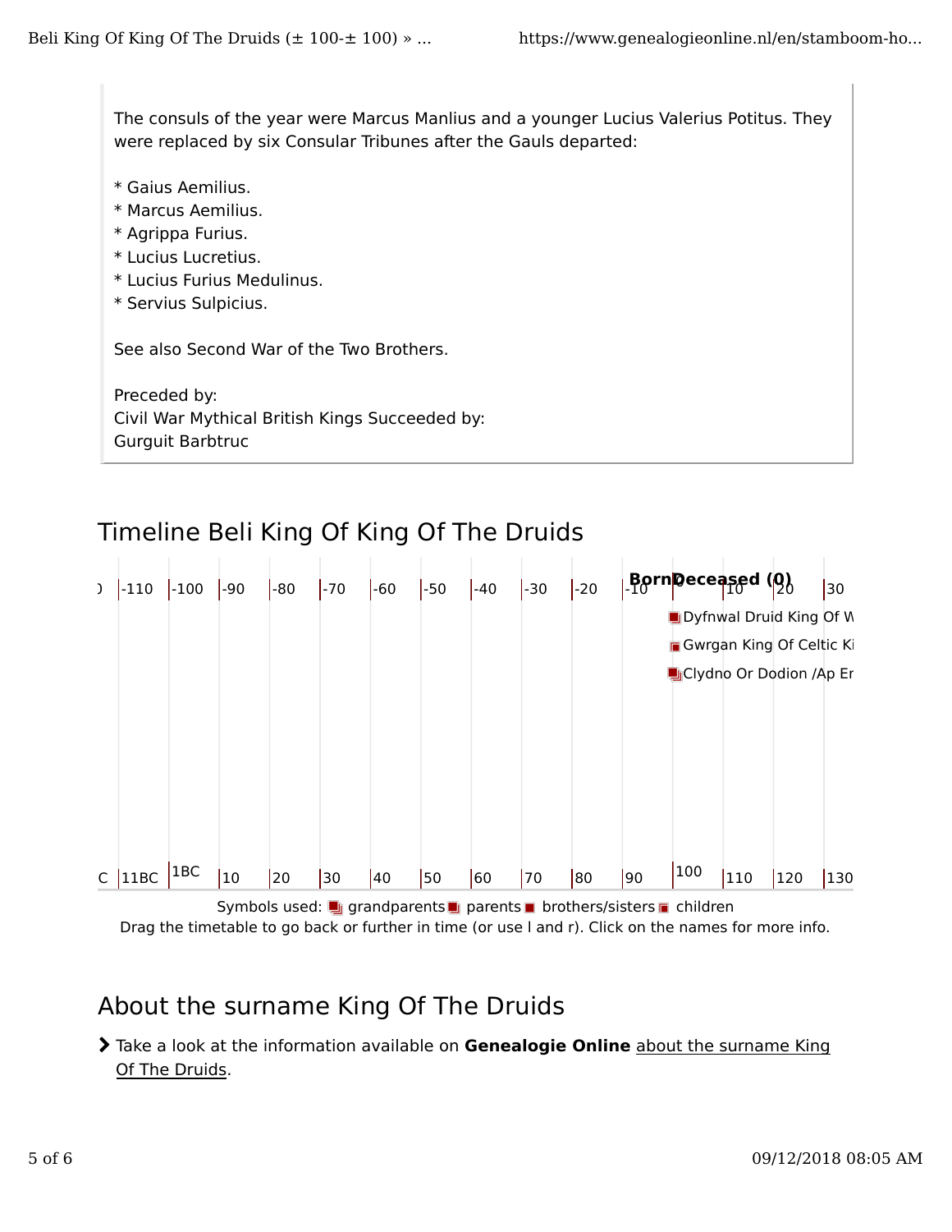The consuls of the year were Marcus Manlius and a younger Lucius Valerius Potitus. They were replaced by six Consular Tribunes after the Gauls departed:

* Gaius Aemilius.
* Marcus Aemilius.
* Agrippa Furius.
* Lucius Lucretius.
* Lucius Furius Medulinus.
* Servius Sulpicius.

See also Second War of the Two Brothers.

Preceded by:
Civil War Mythical British Kings Succeeded by:
Gurguit Barbtruc

## Timeline Beli King Of King Of The Druids

-110 | -100 | -90 | -80 | -70 | -60 | -50 | -40 | -30 | -20 | -10 | Born | Deceased (0) | 10 | 20 | 30

- Dyfnwal Druid King Of W
- Gwrgan King Of Celtic Ki
- Clydno Or Dodion /Ap Er

11BC | 1BC | 10 | 20 | 30 | 40 | 50 | 60 | 70 | 80 | 90 | 100 | 110 | 120 | 130

Symbols used: grandparents parents brothers/sisters children

Drag the timetable to go back or further in time (or use l and r). Click on the names for more info.

## About the surname King Of The Druids

- Take a look at the information available on **Genealogie Online** about the surname King Of The Druids.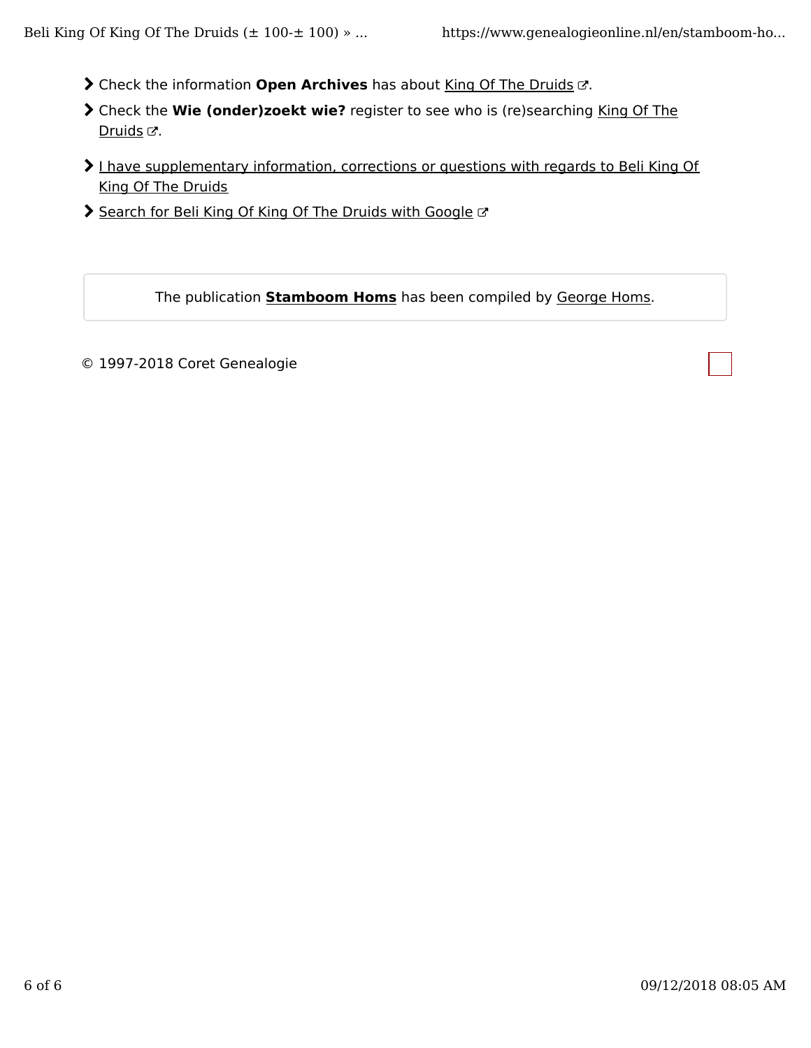- Check the information **Open Archives** has about King Of The Druids.
- Check the **Wie (onder)zoekt wie?** register to see who is (re)searching King Of The Druids.

- I have supplementary information, corrections or questions with regards to Beli King Of King Of The Druids
- Search for Beli King Of King Of The Druids with Google

The publication **Stamboom Homs** has been compiled by George Homs.

© 1997-2018 Coret Genealogie